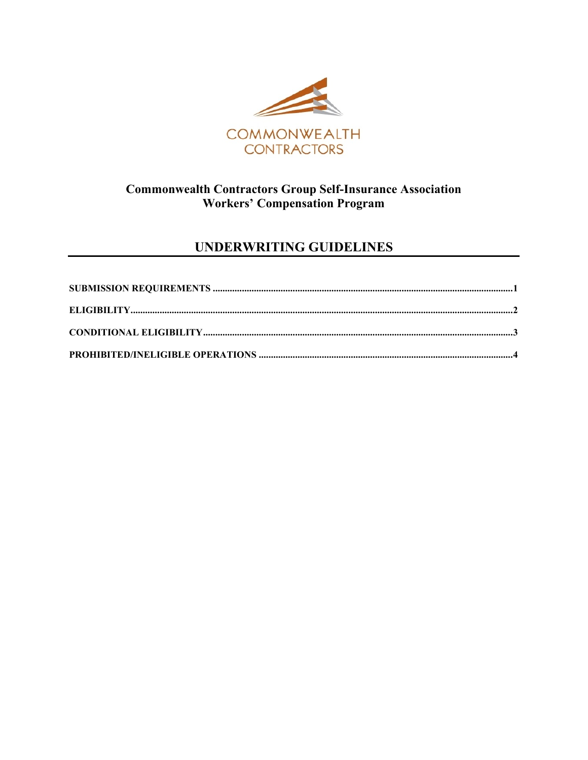COMMONWEALTH
CONTRACTORS

**Commonwealth Contractors Group Self-Insurance Association**
**Workers' Compensation Program**

# UNDERWRITING GUIDELINES

**SUBMISSION REQUIREMENTS** .......... 1

**ELIGIBILITY** .......... 2

**CONDITIONAL ELIGIBILITY** .......... 3

**PROHIBITED/INELIGIBLE OPERATIONS** .......... 4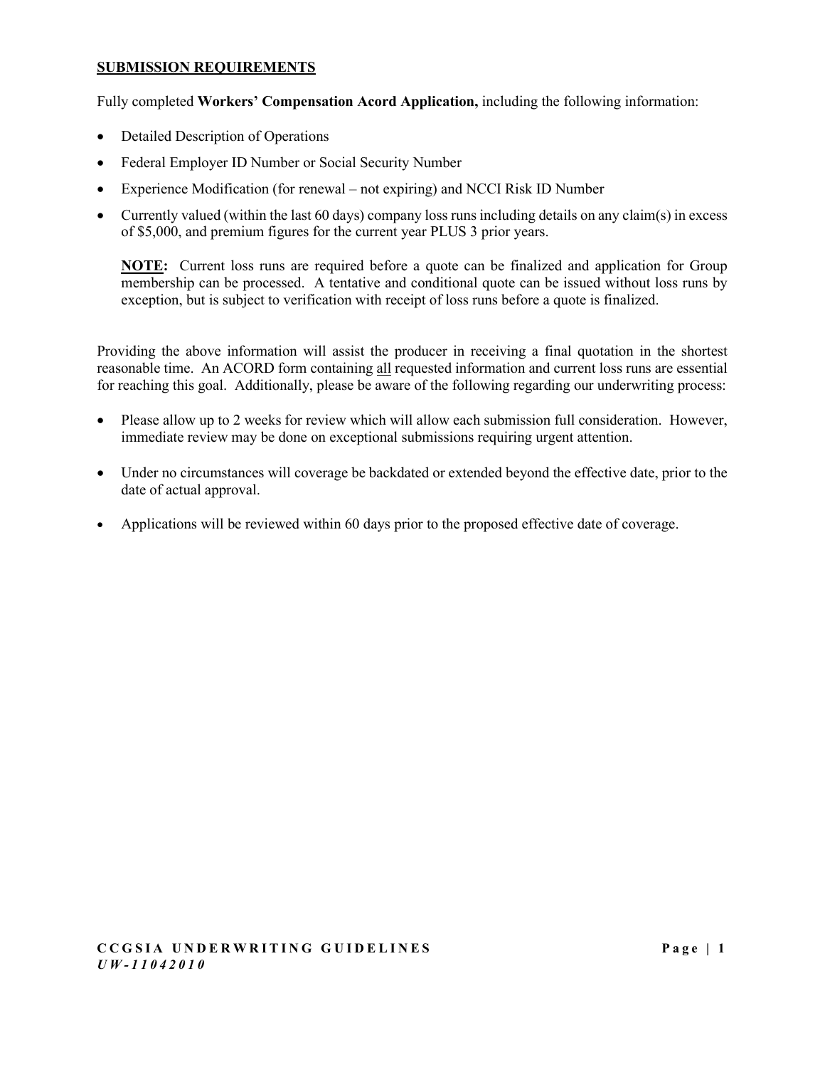## SUBMISSION REQUIREMENTS

Fully completed **Workers' Compensation Acord Application,** including the following information:

- Detailed Description of Operations
- Federal Employer ID Number or Social Security Number
- Experience Modification (for renewal – not expiring) and NCCI Risk ID Number
- Currently valued (within the last 60 days) company loss runs including details on any claim(s) in excess of $5,000, and premium figures for the current year PLUS 3 prior years.

  **NOTE:** Current loss runs are required before a quote can be finalized and application for Group membership can be processed. A tentative and conditional quote can be issued without loss runs by exception, but is subject to verification with receipt of loss runs before a quote is finalized.

Providing the above information will assist the producer in receiving a final quotation in the shortest reasonable time. An ACORD form containing <u>all</u> requested information and current loss runs are essential for reaching this goal. Additionally, please be aware of the following regarding our underwriting process:

- Please allow up to 2 weeks for review which will allow each submission full consideration. However, immediate review may be done on exceptional submissions requiring urgent attention.

- Under no circumstances will coverage be backdated or extended beyond the effective date, prior to the date of actual approval.

- Applications will be reviewed within 60 days prior to the proposed effective date of coverage.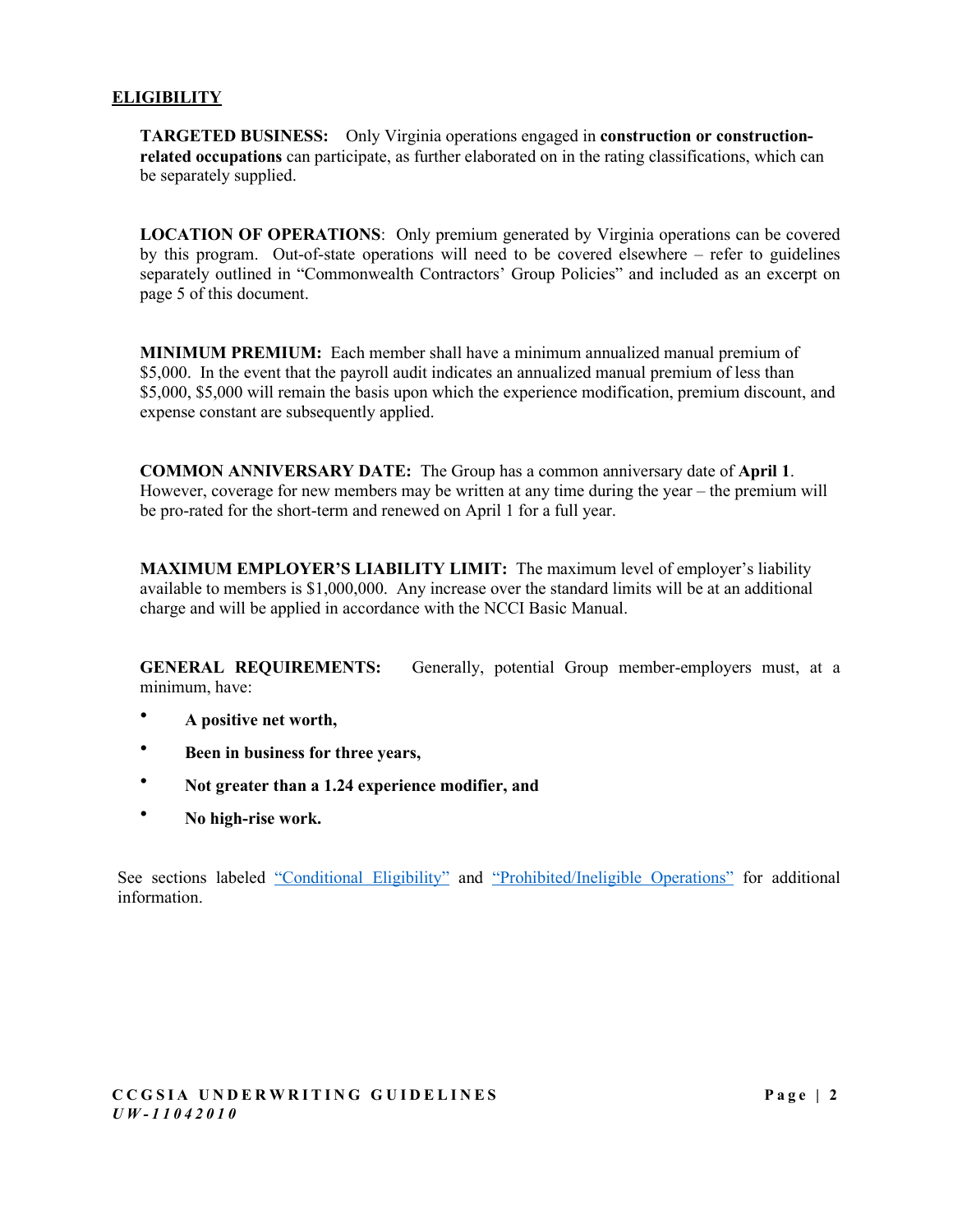## ELIGIBILITY

**TARGETED BUSINESS:** Only Virginia operations engaged in **construction or construction-related occupations** can participate, as further elaborated on in the rating classifications, which can be separately supplied.

**LOCATION OF OPERATIONS**: Only premium generated by Virginia operations can be covered by this program. Out-of-state operations will need to be covered elsewhere – refer to guidelines separately outlined in "Commonwealth Contractors' Group Policies" and included as an excerpt on page 5 of this document.

**MINIMUM PREMIUM:** Each member shall have a minimum annualized manual premium of $5,000. In the event that the payroll audit indicates an annualized manual premium of less than $5,000, $5,000 will remain the basis upon which the experience modification, premium discount, and expense constant are subsequently applied.

**COMMON ANNIVERSARY DATE:** The Group has a common anniversary date of **April 1**. However, coverage for new members may be written at any time during the year – the premium will be pro-rated for the short-term and renewed on April 1 for a full year.

**MAXIMUM EMPLOYER'S LIABILITY LIMIT:** The maximum level of employer's liability available to members is $1,000,000. Any increase over the standard limits will be at an additional charge and will be applied in accordance with the NCCI Basic Manual.

**GENERAL REQUIREMENTS:** Generally, potential Group member-employers must, at a minimum, have:

- **A positive net worth,**
- **Been in business for three years,**
- **Not greater than a 1.24 experience modifier, and**
- **No high-rise work.**

See sections labeled "Conditional Eligibility" and "Prohibited/Ineligible Operations" for additional information.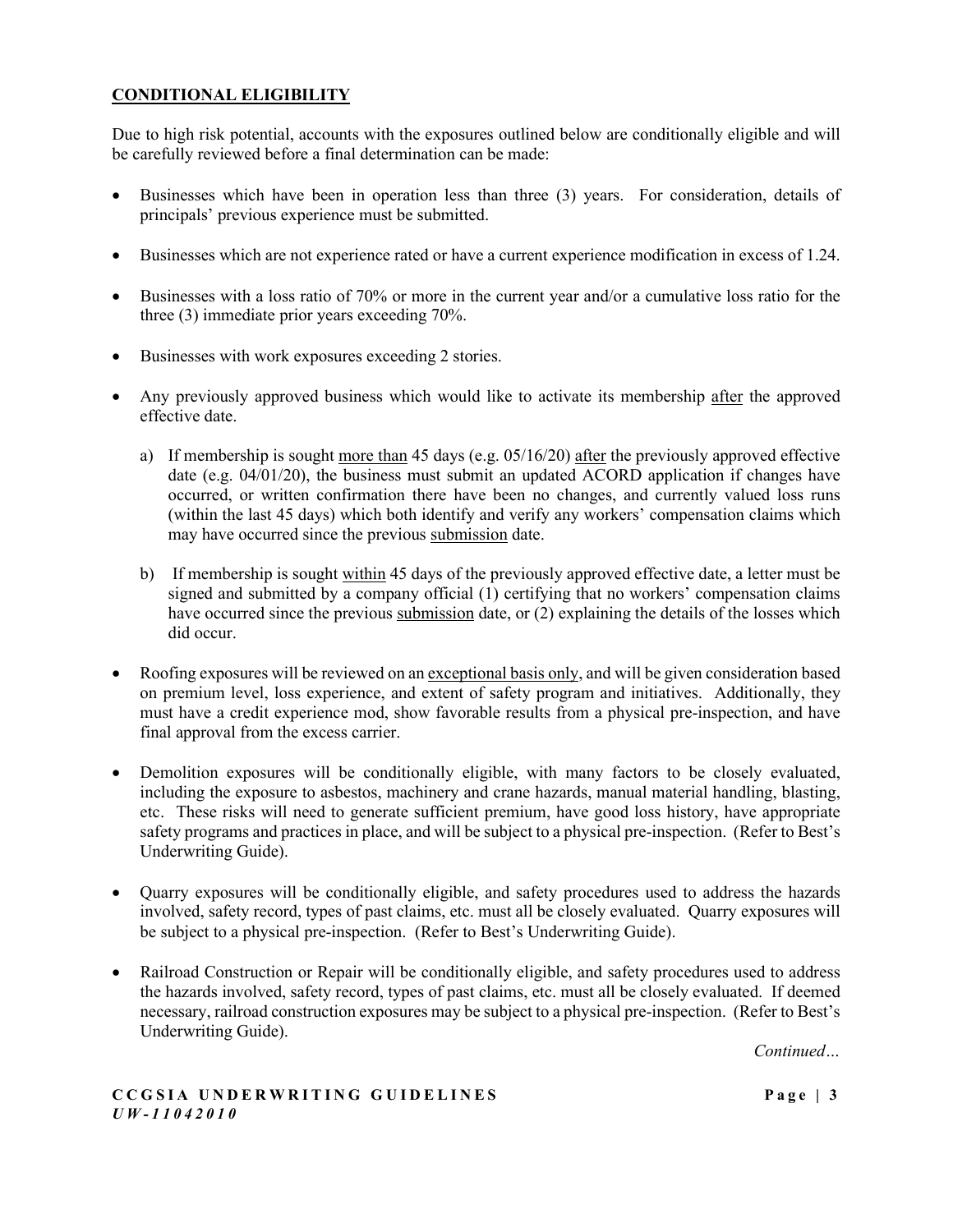## **CONDITIONAL ELIGIBILITY**

Due to high risk potential, accounts with the exposures outlined below are conditionally eligible and will be carefully reviewed before a final determination can be made:

- Businesses which have been in operation less than three (3) years. For consideration, details of principals' previous experience must be submitted.

- Businesses which are not experience rated or have a current experience modification in excess of 1.24.

- Businesses with a loss ratio of 70% or more in the current year and/or a cumulative loss ratio for the three (3) immediate prior years exceeding 70%.

- Businesses with work exposures exceeding 2 stories.

- Any previously approved business which would like to activate its membership after the approved effective date.

  a) If membership is sought more than 45 days (e.g. 05/16/20) after the previously approved effective date (e.g. 04/01/20), the business must submit an updated ACORD application if changes have occurred, or written confirmation there have been no changes, and currently valued loss runs (within the last 45 days) which both identify and verify any workers' compensation claims which may have occurred since the previous submission date.

  b) If membership is sought within 45 days of the previously approved effective date, a letter must be signed and submitted by a company official (1) certifying that no workers' compensation claims have occurred since the previous submission date, or (2) explaining the details of the losses which did occur.

- Roofing exposures will be reviewed on an exceptional basis only, and will be given consideration based on premium level, loss experience, and extent of safety program and initiatives. Additionally, they must have a credit experience mod, show favorable results from a physical pre-inspection, and have final approval from the excess carrier.

- Demolition exposures will be conditionally eligible, with many factors to be closely evaluated, including the exposure to asbestos, machinery and crane hazards, manual material handling, blasting, etc. These risks will need to generate sufficient premium, have good loss history, have appropriate safety programs and practices in place, and will be subject to a physical pre-inspection. (Refer to Best's Underwriting Guide).

- Quarry exposures will be conditionally eligible, and safety procedures used to address the hazards involved, safety record, types of past claims, etc. must all be closely evaluated. Quarry exposures will be subject to a physical pre-inspection. (Refer to Best's Underwriting Guide).

- Railroad Construction or Repair will be conditionally eligible, and safety procedures used to address the hazards involved, safety record, types of past claims, etc. must all be closely evaluated. If deemed necessary, railroad construction exposures may be subject to a physical pre-inspection. (Refer to Best's Underwriting Guide).

*Continued…*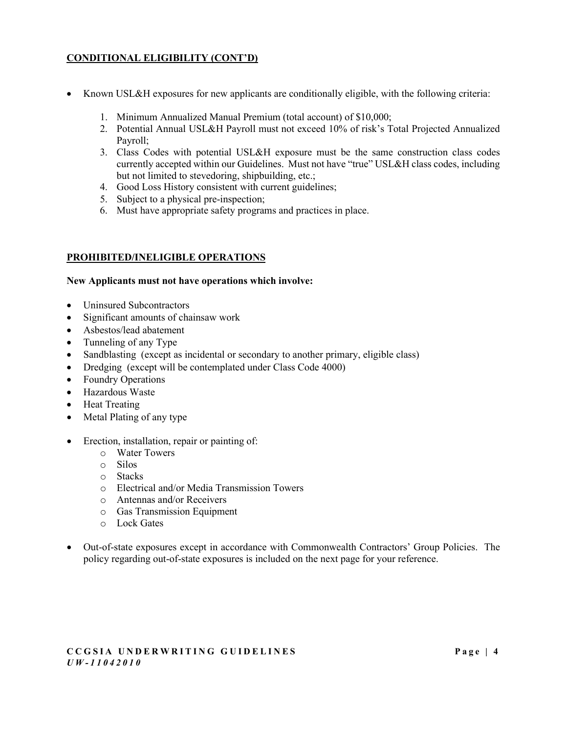## CONDITIONAL ELIGIBILITY (CONT'D)

- Known USL&H exposures for new applicants are conditionally eligible, with the following criteria:
  1. Minimum Annualized Manual Premium (total account) of $10,000;
  2. Potential Annual USL&H Payroll must not exceed 10% of risk's Total Projected Annualized Payroll;
  3. Class Codes with potential USL&H exposure must be the same construction class codes currently accepted within our Guidelines. Must not have "true" USL&H class codes, including but not limited to stevedoring, shipbuilding, etc.;
  4. Good Loss History consistent with current guidelines;
  5. Subject to a physical pre-inspection;
  6. Must have appropriate safety programs and practices in place.

## PROHIBITED/INELIGIBLE OPERATIONS

**New Applicants must not have operations which involve:**

- Uninsured Subcontractors
- Significant amounts of chainsaw work
- Asbestos/lead abatement
- Tunneling of any Type
- Sandblasting (except as incidental or secondary to another primary, eligible class)
- Dredging (except will be contemplated under Class Code 4000)
- Foundry Operations
- Hazardous Waste
- Heat Treating
- Metal Plating of any type

- Erection, installation, repair or painting of:
  - Water Towers
  - Silos
  - Stacks
  - Electrical and/or Media Transmission Towers
  - Antennas and/or Receivers
  - Gas Transmission Equipment
  - Lock Gates

- Out-of-state exposures except in accordance with Commonwealth Contractors' Group Policies. The policy regarding out-of-state exposures is included on the next page for your reference.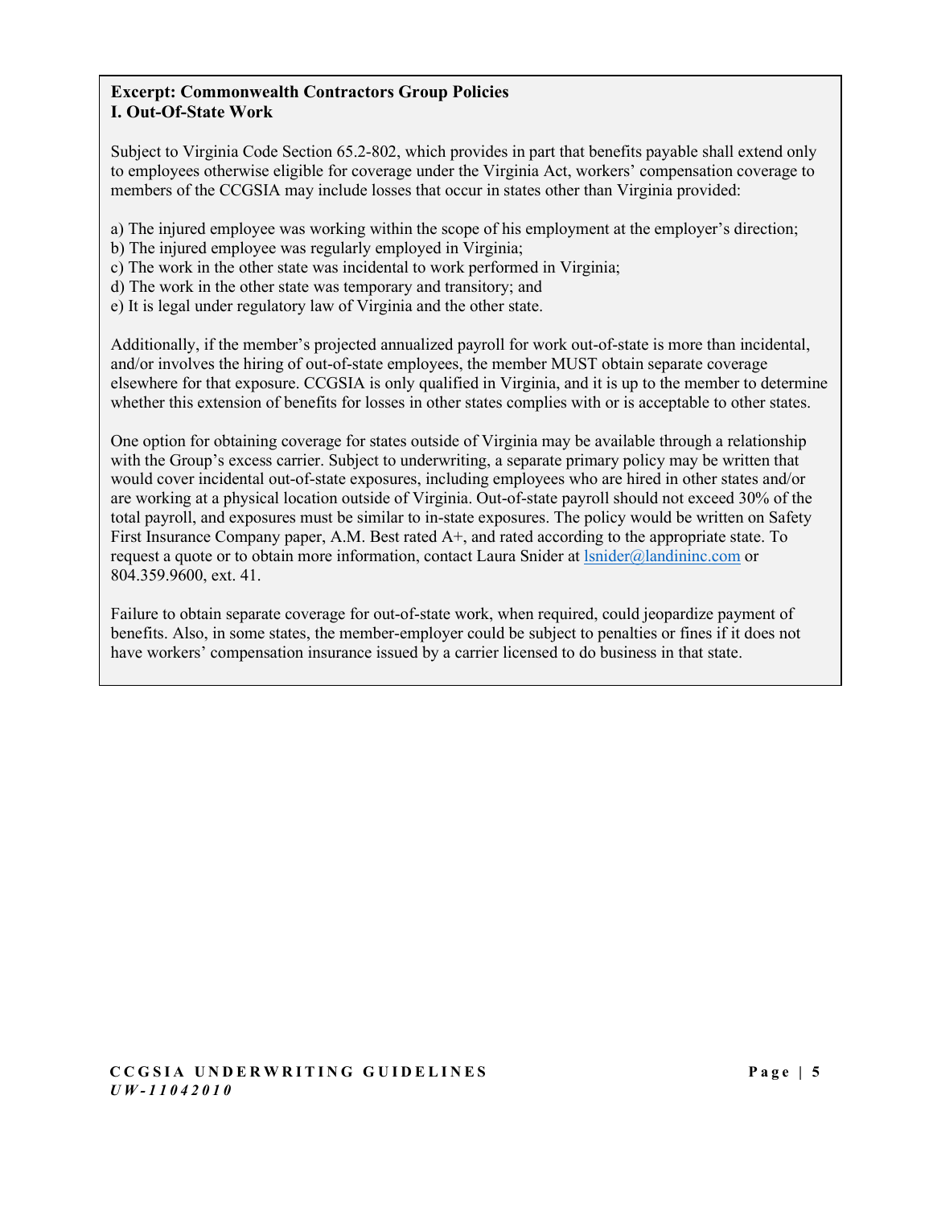**Excerpt: Commonwealth Contractors Group Policies**
**I. Out-Of-State Work**

Subject to Virginia Code Section 65.2-802, which provides in part that benefits payable shall extend only to employees otherwise eligible for coverage under the Virginia Act, workers' compensation coverage to members of the CCGSIA may include losses that occur in states other than Virginia provided:

a) The injured employee was working within the scope of his employment at the employer's direction;
b) The injured employee was regularly employed in Virginia;
c) The work in the other state was incidental to work performed in Virginia;
d) The work in the other state was temporary and transitory; and
e) It is legal under regulatory law of Virginia and the other state.

Additionally, if the member's projected annualized payroll for work out-of-state is more than incidental, and/or involves the hiring of out-of-state employees, the member MUST obtain separate coverage elsewhere for that exposure. CCGSIA is only qualified in Virginia, and it is up to the member to determine whether this extension of benefits for losses in other states complies with or is acceptable to other states.

One option for obtaining coverage for states outside of Virginia may be available through a relationship with the Group's excess carrier. Subject to underwriting, a separate primary policy may be written that would cover incidental out-of-state exposures, including employees who are hired in other states and/or are working at a physical location outside of Virginia. Out-of-state payroll should not exceed 30% of the total payroll, and exposures must be similar to in-state exposures. The policy would be written on Safety First Insurance Company paper, A.M. Best rated A+, and rated according to the appropriate state. To request a quote or to obtain more information, contact Laura Snider at lsnider@landininc.com or 804.359.9600, ext. 41.

Failure to obtain separate coverage for out-of-state work, when required, could jeopardize payment of benefits. Also, in some states, the member-employer could be subject to penalties or fines if it does not have workers' compensation insurance issued by a carrier licensed to do business in that state.